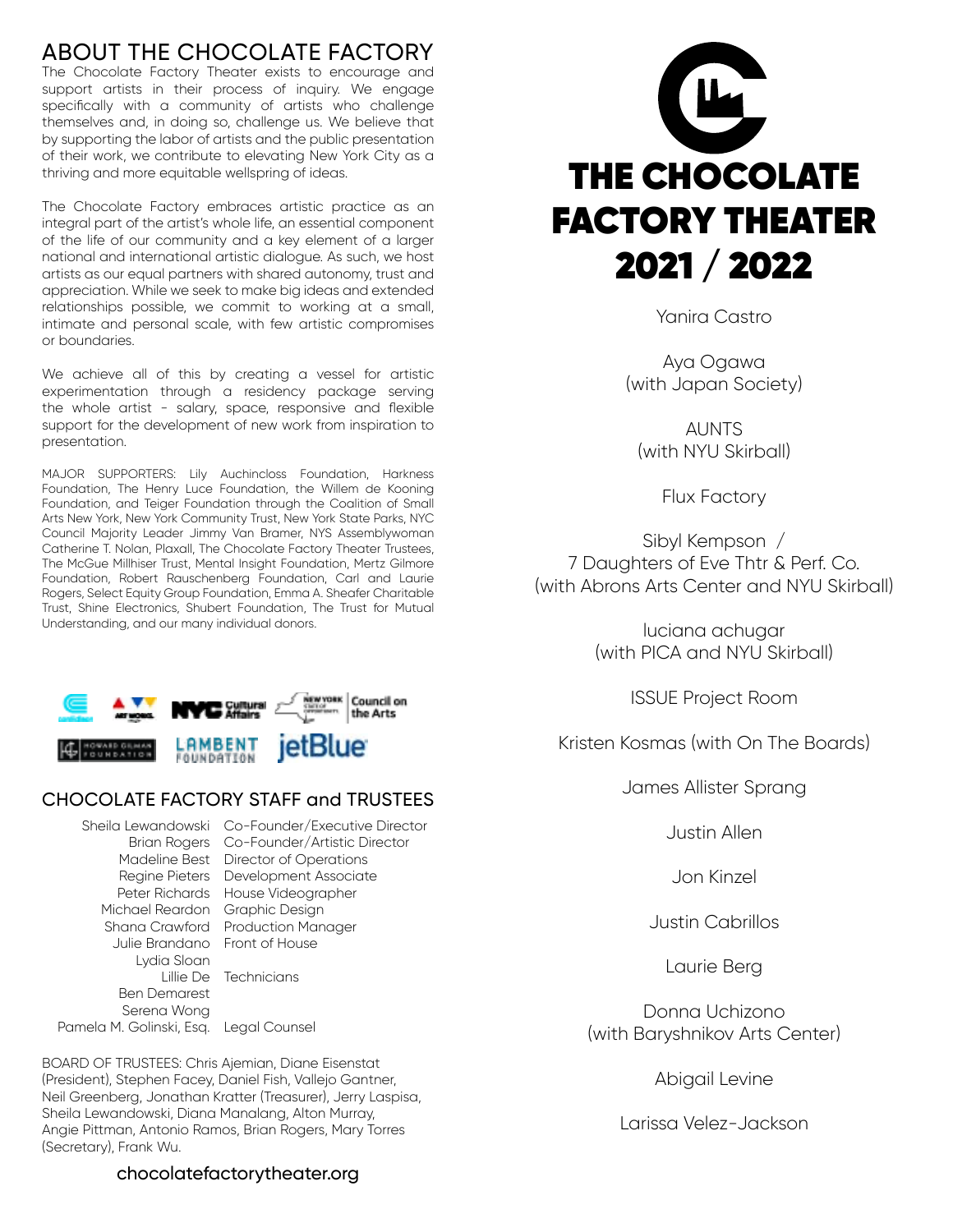## ABOUT THE CHOCOLATE FACTORY

The Chocolate Factory Theater exists to encourage and support artists in their process of inquiry. We engage specifically with a community of artists who challenge themselves and, in doing so, challenge us. We believe that by supporting the labor of artists and the public presentation of their work, we contribute to elevating New York City as a thriving and more equitable wellspring of ideas.

The Chocolate Factory embraces artistic practice as an integral part of the artist's whole life, an essential component of the life of our community and a key element of a larger national and international artistic dialogue. As such, we host artists as our equal partners with shared autonomy, trust and appreciation. While we seek to make big ideas and extended relationships possible, we commit to working at a small, intimate and personal scale, with few artistic compromises or boundaries.

We achieve all of this by creating a vessel for artistic experimentation through a residency package serving the whole artist - salary, space, responsive and flexible support for the development of new work from inspiration to presentation.

MAJOR SUPPORTERS: Lily Auchincloss Foundation, Harkness Foundation, The Henry Luce Foundation, the Willem de Kooning Foundation, and Teiger Foundation through the Coalition of Small Arts New York, New York Community Trust, New York State Parks, NYC Council Majority Leader Jimmy Van Bramer, NYS Assemblywoman Catherine T. Nolan, Plaxall, The Chocolate Factory Theater Trustees, The McGue Millhiser Trust, Mental Insight Foundation, Mertz Gilmore Foundation, Robert Rauschenberg Foundation, Carl and Laurie Rogers, Select Equity Group Foundation, Emma A. Sheafer Charitable Trust, Shine Electronics, Shubert Foundation, The Trust for Mutual Understanding, and our many individual donors.

## CHOCOLATE FACTORY STAFF and TRUSTEES

| | |
|---|---|
| Sheila Lewandowski | Co-Founder/Executive Director |
| Brian Rogers | Co-Founder/Artistic Director |
| Madeline Best | Director of Operations |
| Regine Pieters | Development Associate |
| Peter Richards | House Videographer |
| Michael Reardon | Graphic Design |
| Shana Crawford | Production Manager |
| Julie Brandano | Front of House |
| Lydia Sloan | |
| Lillie De | Technicians |
| Ben Demarest | |
| Serena Wong | |
| Pamela M. Golinski, Esq. | Legal Counsel |

BOARD OF TRUSTEES: Chris Ajemian, Diane Eisenstat (President), Stephen Facey, Daniel Fish, Vallejo Gantner, Neil Greenberg, Jonathan Kratter (Treasurer), Jerry Laspisa, Sheila Lewandowski, Diana Manalang, Alton Murray, Angie Pittman, Antonio Ramos, Brian Rogers, Mary Torres (Secretary), Frank Wu.

chocolatefactorytheater.org

# THE CHOCOLATE FACTORY THEATER 2021 / 2022

Yanira Castro

Aya Ogawa
(with Japan Society)

AUNTS
(with NYU Skirball)

Flux Factory

Sibyl Kempson /
7 Daughters of Eve Thtr & Perf. Co.
(with Abrons Arts Center and NYU Skirball)

luciana achugar
(with PICA and NYU Skirball)

ISSUE Project Room

Kristen Kosmas (with On The Boards)

James Allister Sprang

Justin Allen

Jon Kinzel

Justin Cabrillos

Laurie Berg

Donna Uchizono
(with Baryshnikov Arts Center)

Abigail Levine

Larissa Velez-Jackson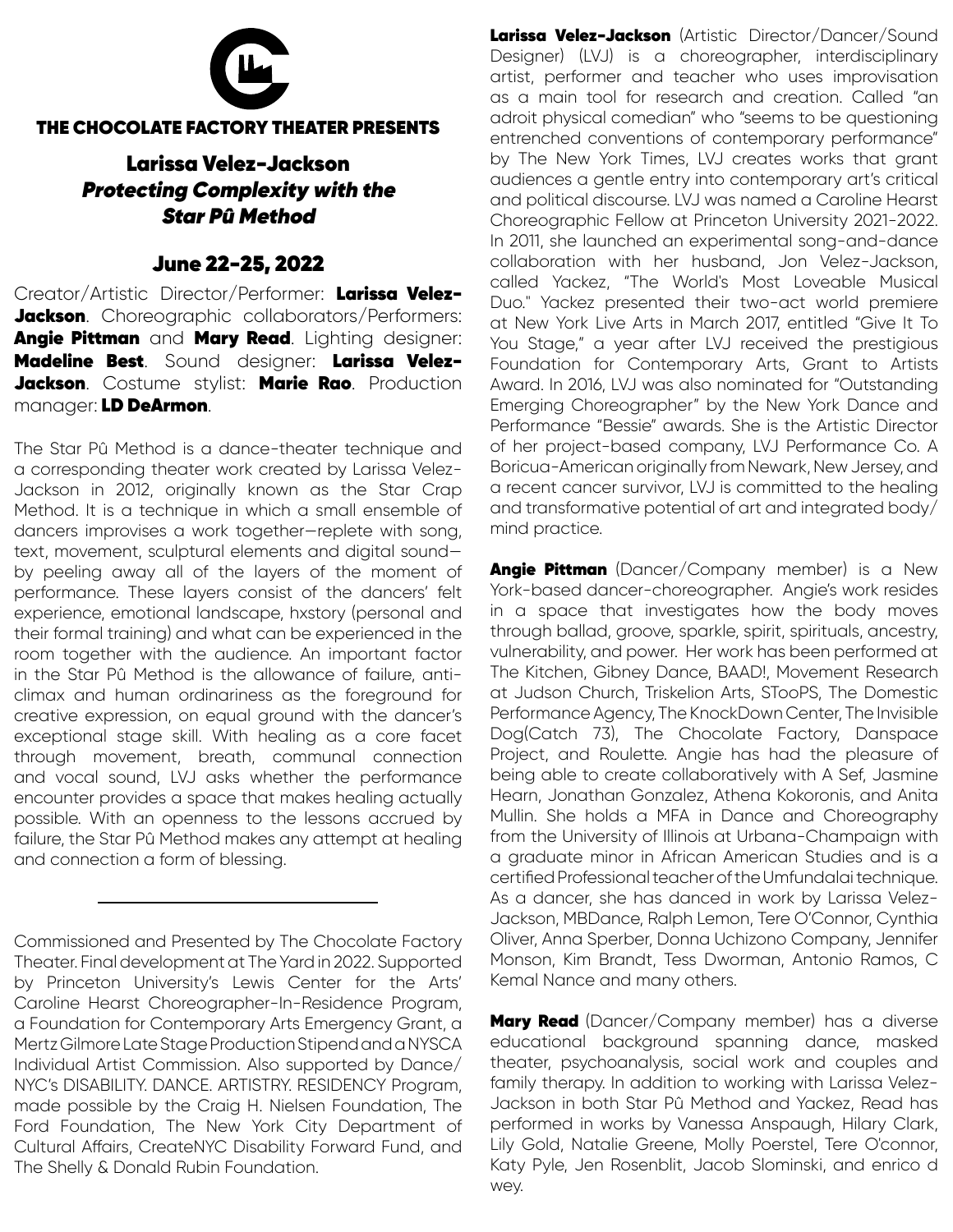THE CHOCOLATE FACTORY THEATER PRESENTS

# Larissa Velez-Jackson

## *Protecting Complexity with the Star Pû Method*

## June 22-25, 2022

Creator/Artistic Director/Performer: **Larissa Velez-Jackson**. Choreographic collaborators/Performers: **Angie Pittman** and **Mary Read**. Lighting designer: **Madeline Best**. Sound designer: **Larissa Velez-Jackson**. Costume stylist: **Marie Rao**. Production manager: **LD DeArmon**.

The Star Pû Method is a dance-theater technique and a corresponding theater work created by Larissa Velez-Jackson in 2012, originally known as the Star Crap Method. It is a technique in which a small ensemble of dancers improvises a work together—replete with song, text, movement, sculptural elements and digital sound—by peeling away all of the layers of the moment of performance. These layers consist of the dancers' felt experience, emotional landscape, hxstory (personal and their formal training) and what can be experienced in the room together with the audience. An important factor in the Star Pû Method is the allowance of failure, anti-climax and human ordinariness as the foreground for creative expression, on equal ground with the dancer's exceptional stage skill. With healing as a core facet through movement, breath, communal connection and vocal sound, LVJ asks whether the performance encounter provides a space that makes healing actually possible. With an openness to the lessons accrued by failure, the Star Pû Method makes any attempt at healing and connection a form of blessing.

---

Commissioned and Presented by The Chocolate Factory Theater. Final development at The Yard in 2022. Supported by Princeton University's Lewis Center for the Arts' Caroline Hearst Choreographer-In-Residence Program, a Foundation for Contemporary Arts Emergency Grant, a Mertz Gilmore Late Stage Production Stipend and a NYSCA Individual Artist Commission. Also supported by Dance/NYC's DISABILITY. DANCE. ARTISTRY. RESIDENCY Program, made possible by the Craig H. Nielsen Foundation, The Ford Foundation, The New York City Department of Cultural Affairs, CreateNYC Disability Forward Fund, and The Shelly & Donald Rubin Foundation.

**Larissa Velez-Jackson** (Artistic Director/Dancer/Sound Designer) (LVJ) is a choreographer, interdisciplinary artist, performer and teacher who uses improvisation as a main tool for research and creation. Called "an adroit physical comedian" who "seems to be questioning entrenched conventions of contemporary performance" by The New York Times, LVJ creates works that grant audiences a gentle entry into contemporary art's critical and political discourse. LVJ was named a Caroline Hearst Choreographic Fellow at Princeton University 2021-2022. In 2011, she launched an experimental song-and-dance collaboration with her husband, Jon Velez-Jackson, called Yackez, "The World's Most Loveable Musical Duo." Yackez presented their two-act world premiere at New York Live Arts in March 2017, entitled "Give It To You Stage," a year after LVJ received the prestigious Foundation for Contemporary Arts, Grant to Artists Award. In 2016, LVJ was also nominated for "Outstanding Emerging Choreographer" by the New York Dance and Performance "Bessie" awards. She is the Artistic Director of her project-based company, LVJ Performance Co. A Boricua-American originally from Newark, New Jersey, and a recent cancer survivor, LVJ is committed to the healing and transformative potential of art and integrated body/mind practice.

**Angie Pittman** (Dancer/Company member) is a New York-based dancer-choreographer. Angie's work resides in a space that investigates how the body moves through ballad, groove, sparkle, spirit, spirituals, ancestry, vulnerability, and power. Her work has been performed at The Kitchen, Gibney Dance, BAAD!, Movement Research at Judson Church, Triskelion Arts, STooPS, The Domestic Performance Agency, The KnockDown Center, The Invisible Dog(Catch 73), The Chocolate Factory, Danspace Project, and Roulette. Angie has had the pleasure of being able to create collaboratively with A Sef, Jasmine Hearn, Jonathan Gonzalez, Athena Kokoronis, and Anita Mullin. She holds a MFA in Dance and Choreography from the University of Illinois at Urbana-Champaign with a graduate minor in African American Studies and is a certified Professional teacher of the Umfundalai technique. As a dancer, she has danced in work by Larissa Velez-Jackson, MBDance, Ralph Lemon, Tere O'Connor, Cynthia Oliver, Anna Sperber, Donna Uchizono Company, Jennifer Monson, Kim Brandt, Tess Dworman, Antonio Ramos, C Kemal Nance and many others.

**Mary Read** (Dancer/Company member) has a diverse educational background spanning dance, masked theater, psychoanalysis, social work and couples and family therapy. In addition to working with Larissa Velez-Jackson in both Star Pû Method and Yackez, Read has performed in works by Vanessa Anspaugh, Hilary Clark, Lily Gold, Natalie Greene, Molly Poerstel, Tere O'connor, Katy Pyle, Jen Rosenblit, Jacob Slominski, and enrico d wey.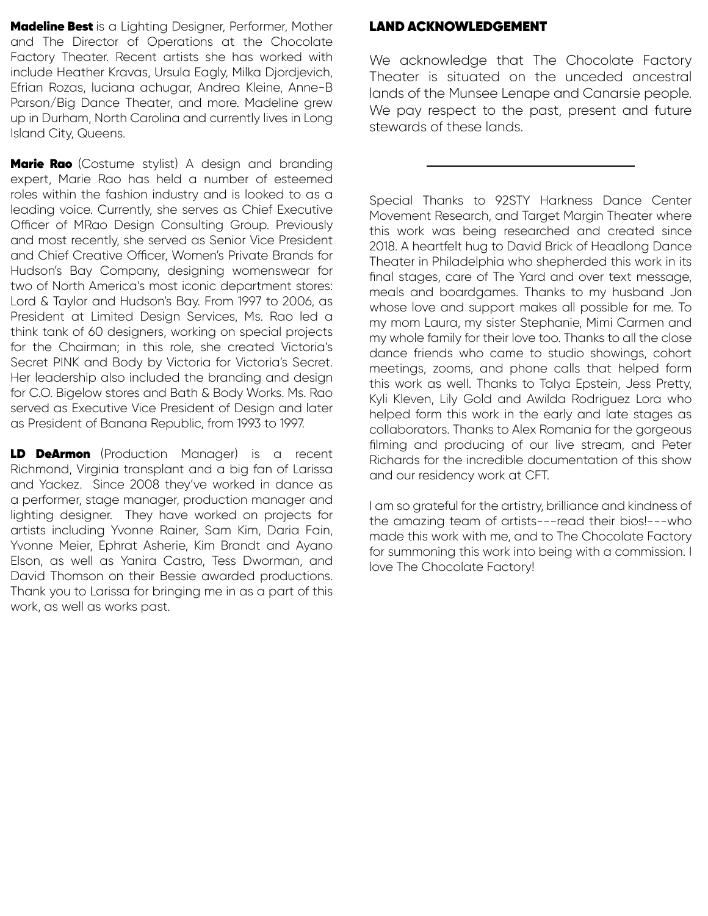**Madeline Best** is a Lighting Designer, Performer, Mother and The Director of Operations at the Chocolate Factory Theater. Recent artists she has worked with include Heather Kravas, Ursula Eagly, Milka Djordjevich, Efrian Rozas, luciana achugar, Andrea Kleine, Anne-B Parson/Big Dance Theater, and more. Madeline grew up in Durham, North Carolina and currently lives in Long Island City, Queens.

**Marie Rao** (Costume stylist) A design and branding expert, Marie Rao has held a number of esteemed roles within the fashion industry and is looked to as a leading voice. Currently, she serves as Chief Executive Officer of MRao Design Consulting Group. Previously and most recently, she served as Senior Vice President and Chief Creative Officer, Women's Private Brands for Hudson's Bay Company, designing womenswear for two of North America's most iconic department stores: Lord & Taylor and Hudson's Bay. From 1997 to 2006, as President at Limited Design Services, Ms. Rao led a think tank of 60 designers, working on special projects for the Chairman; in this role, she created Victoria's Secret PINK and Body by Victoria for Victoria's Secret. Her leadership also included the branding and design for C.O. Bigelow stores and Bath & Body Works. Ms. Rao served as Executive Vice President of Design and later as President of Banana Republic, from 1993 to 1997.

**LD DeArmon** (Production Manager) is a recent Richmond, Virginia transplant and a big fan of Larissa and Yackez. Since 2008 they've worked in dance as a performer, stage manager, production manager and lighting designer. They have worked on projects for artists including Yvonne Rainer, Sam Kim, Daria Fain, Yvonne Meier, Ephrat Asherie, Kim Brandt and Ayano Elson, as well as Yanira Castro, Tess Dworman, and David Thomson on their Bessie awarded productions. Thank you to Larissa for bringing me in as a part of this work, as well as works past.

## LAND ACKNOWLEDGEMENT

We acknowledge that The Chocolate Factory Theater is situated on the unceded ancestral lands of the Munsee Lenape and Canarsie people. We pay respect to the past, present and future stewards of these lands.

---

Special Thanks to 92STY Harkness Dance Center Movement Research, and Target Margin Theater where this work was being researched and created since 2018. A heartfelt hug to David Brick of Headlong Dance Theater in Philadelphia who shepherded this work in its final stages, care of The Yard and over text message, meals and boardgames. Thanks to my husband Jon whose love and support makes all possible for me. To my mom Laura, my sister Stephanie, Mimi Carmen and my whole family for their love too. Thanks to all the close dance friends who came to studio showings, cohort meetings, zooms, and phone calls that helped form this work as well. Thanks to Talya Epstein, Jess Pretty, Kyli Kleven, Lily Gold and Awilda Rodriguez Lora who helped form this work in the early and late stages as collaborators. Thanks to Alex Romania for the gorgeous filming and producing of our live stream, and Peter Richards for the incredible documentation of this show and our residency work at CFT.

I am so grateful for the artistry, brilliance and kindness of the amazing team of artists---read their bios!---who made this work with me, and to The Chocolate Factory for summoning this work into being with a commission. I love The Chocolate Factory!